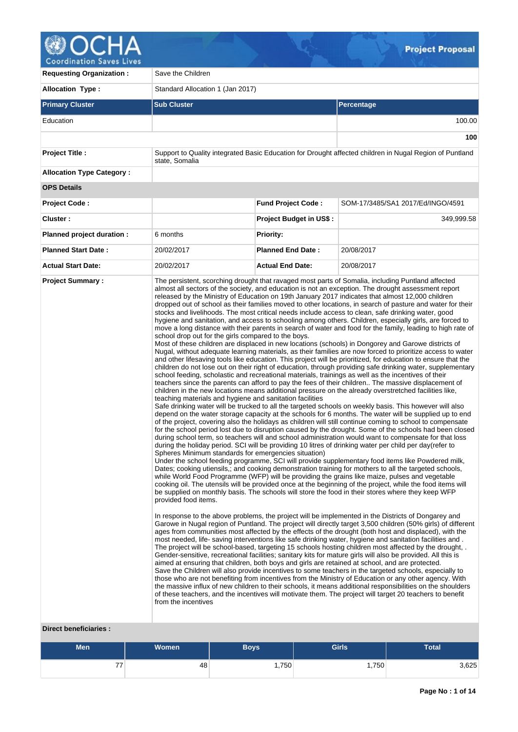# Project Proposal

| | |
|---|---|
| **Requesting Organization :** | Save the Children |
| **Allocation Type :** | Standard Allocation 1 (Jan 2017) |

| Primary Cluster | Sub Cluster | Percentage |
|---|---|---|
| Education | | 100.00 |
| | | **100** |

| | | | |
|---|---|---|---|
| **Project Title :** | Support to Quality integrated Basic Education for Drought affected children in Nugal Region of Puntland state, Somalia | | |
| **Allocation Type Category :** | | | |
| **OPS Details** | | | |
| **Project Code :** | | **Fund Project Code :** | SOM-17/3485/SA1 2017/Ed/INGO/4591 |
| **Cluster :** | | **Project Budget in US$ :** | 349,999.58 |
| **Planned project duration :** | 6 months | **Priority:** | |
| **Planned Start Date :** | 20/02/2017 | **Planned End Date :** | 20/08/2017 |
| **Actual Start Date:** | 20/02/2017 | **Actual End Date:** | 20/08/2017 |

**Project Summary :**

The persistent, scorching drought that ravaged most parts of Somalia, including Puntland affected almost all sectors of the society, and education is not an exception. The drought assessment report released by the Ministry of Education on 19th January 2017 indicates that almost 12,000 children dropped out of school as their families moved to other locations, in search of pasture and water for their stocks and livelihoods. The most critical needs include access to clean, safe drinking water, good hygiene and sanitation, and access to schooling among others. Children, especially girls, are forced to move a long distance with their parents in search of water and food for the family, leading to high rate of school drop out for the girls compared to the boys.
Most of these children are displaced in new locations (schools) in Dongorey and Garowe districts of Nugal, without adequate learning materials, as their families are now forced to prioritize access to water and other lifesaving tools like education. This project will be prioritized, for education to ensure that the children do not lose out on their right of education, through providing safe drinking water, supplementary school feeding, scholastic and recreational materials, trainings as well as the incentives of their teachers since the parents can afford to pay the fees of their children.. The massive displacement of children in the new locations means additional pressure on the already overstretched facilities like, teaching materials and hygiene and sanitation facilities
Safe drinking water will be trucked to all the targeted schools on weekly basis. This however will also depend on the water storage capacity at the schools for 6 months. The water will be supplied up to end of the project, covering also the holidays as children will still continue coming to school to compensate for the school period lost due to disruption caused by the drought. Some of the schools had been closed during school term, so teachers will and school administration would want to compensate for that loss during the holiday period. SCI will be providing 10 litres of drinking water per child per day(refer to Spheres Minimum standards for emergencies situation)
Under the school feeding programme, SCI will provide supplementary food items like Powdered milk, Dates; cooking utiensils,; and cooking demonstration training for mothers to all the targeted schools, while World Food Programme (WFP) will be providing the grains like maize, pulses and vegetable cooking oil. The utensils will be provided once at the beginning of the project, while the food items will be supplied on monthly basis. The schools will store the food in their stores where they keep WFP provided food items.

In response to the above problems, the project will be implemented in the Districts of Dongarey and Garowe in Nugal region of Puntland. The project will directly target 3,500 children (50% girls) of different ages from communities most affected by the effects of the drought (both host and displaced), with the most needed, life- saving interventions like safe drinking water, hygiene and sanitation facilities and . The project will be school-based, targeting 15 schools hosting children most affected by the drought, . Gender-sensitive, recreational facilities; sanitary kits for mature girls will also be provided. All this is aimed at ensuring that children, both boys and girls are retained at school, and are protected.
Save the Children will also provide incentives to some teachers in the targeted schools, especially to those who are not benefiting from incentives from the Ministry of Education or any other agency. With the massive influx of new children to their schools, it means additional responsibilities on the shoulders of these teachers, and the incentives will motivate them. The project will target 20 teachers to benefit from the incentives

**Direct beneficiaries :**

| Men | Women | Boys | Girls | Total |
|---|---|---|---|---|
| 77 | 48 | 1,750 | 1,750 | 3,625 |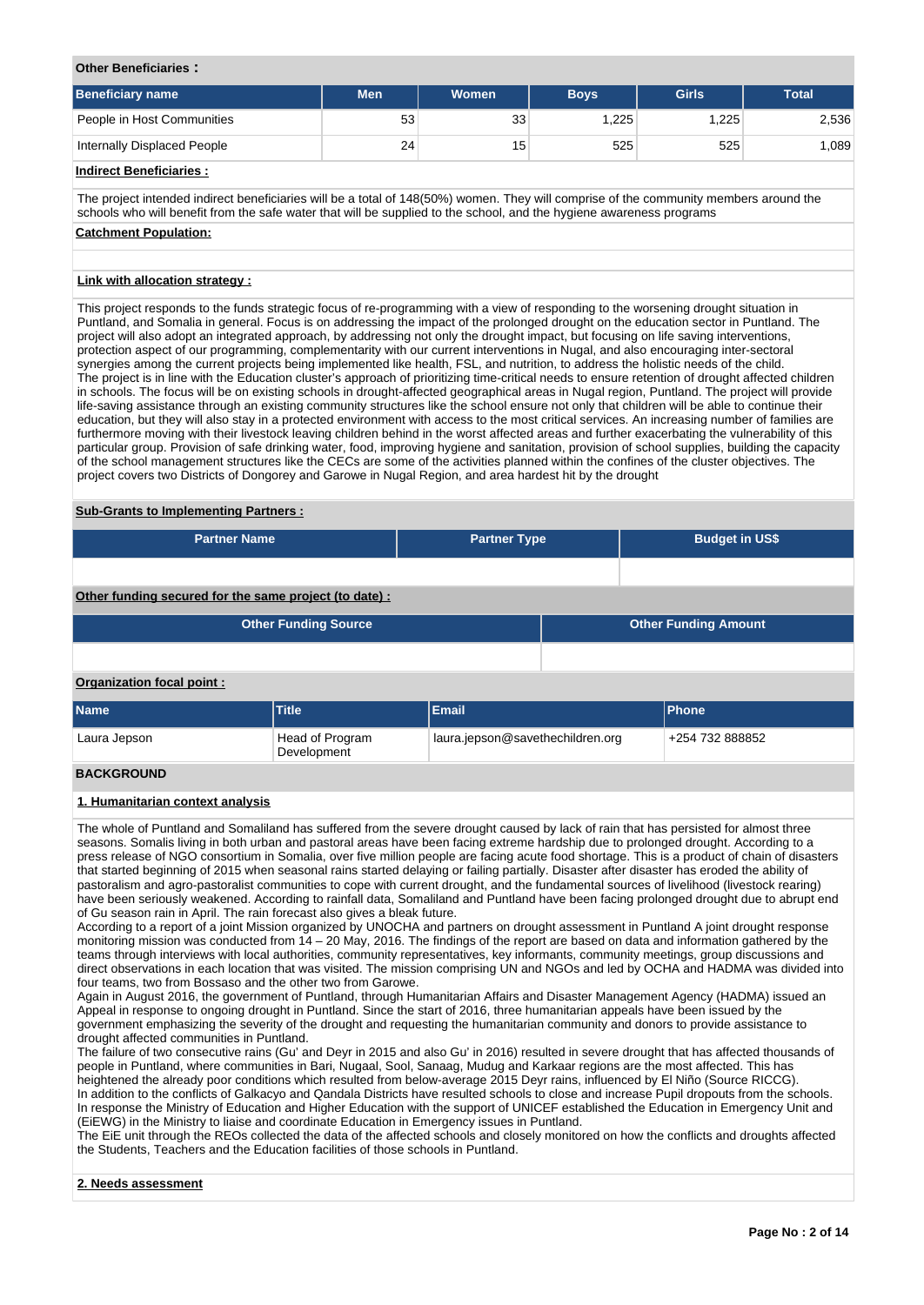**Other Beneficiaries :**

| Beneficiary name | Men | Women | Boys | Girls | Total |
|---|---|---|---|---|---|
| People in Host Communities | 53 | 33 | 1,225 | 1,225 | 2,536 |
| Internally Displaced People | 24 | 15 | 525 | 525 | 1,089 |

**Indirect Beneficiaries :**

The project intended indirect beneficiaries will be a total of 148(50%) women. They will comprise of the community members around the schools who will benefit from the safe water that will be supplied to the school, and the hygiene awareness programs

**Catchment Population:**

**Link with allocation strategy :**

This project responds to the funds strategic focus of re-programming with a view of responding to the worsening drought situation in Puntland, and Somalia in general. Focus is on addressing the impact of the prolonged drought on the education sector in Puntland. The project will also adopt an integrated approach, by addressing not only the drought impact, but focusing on life saving interventions, protection aspect of our programming, complementarity with our current interventions in Nugal, and also encouraging inter-sectoral synergies among the current projects being implemented like health, FSL, and nutrition, to address the holistic needs of the child.
The project is in line with the Education cluster's approach of prioritizing time-critical needs to ensure retention of drought affected children in schools. The focus will be on existing schools in drought-affected geographical areas in Nugal region, Puntland. The project will provide life-saving assistance through an existing community structures like the school ensure not only that children will be able to continue their education, but they will also stay in a protected environment with access to the most critical services. An increasing number of families are furthermore moving with their livestock leaving children behind in the worst affected areas and further exacerbating the vulnerability of this particular group. Provision of safe drinking water, food, improving hygiene and sanitation, provision of school supplies, building the capacity of the school management structures like the CECs are some of the activities planned within the confines of the cluster objectives. The project covers two Districts of Dongorey and Garowe in Nugal Region, and area hardest hit by the drought

**Sub-Grants to Implementing Partners :**

| Partner Name | Partner Type | Budget in US$ |
|---|---|---|
| | | |

**Other funding secured for the same project (to date) :**

| Other Funding Source | Other Funding Amount |
|---|---|
| | |

**Organization focal point :**

| Name | Title | Email | Phone |
|---|---|---|---|
| Laura Jepson | Head of Program Development | laura.jepson@savethechildren.org | +254 732 888852 |

## BACKGROUND

### 1. Humanitarian context analysis

The whole of Puntland and Somaliland has suffered from the severe drought caused by lack of rain that has persisted for almost three seasons. Somalis living in both urban and pastoral areas have been facing extreme hardship due to prolonged drought. According to a press release of NGO consortium in Somalia, over five million people are facing acute food shortage. This is a product of chain of disasters that started beginning of 2015 when seasonal rains started delaying or failing partially. Disaster after disaster has eroded the ability of pastoralism and agro-pastoralist communities to cope with current drought, and the fundamental sources of livelihood (livestock rearing) have been seriously weakened. According to rainfall data, Somaliland and Puntland have been facing prolonged drought due to abrupt end of Gu season rain in April. The rain forecast also gives a bleak future.
According to a report of a joint Mission organized by UNOCHA and partners on drought assessment in Puntland A joint drought response monitoring mission was conducted from 14 – 20 May, 2016. The findings of the report are based on data and information gathered by the teams through interviews with local authorities, community representatives, key informants, community meetings, group discussions and direct observations in each location that was visited. The mission comprising UN and NGOs and led by OCHA and HADMA was divided into four teams, two from Bossaso and the other two from Garowe.
Again in August 2016, the government of Puntland, through Humanitarian Affairs and Disaster Management Agency (HADMA) issued an Appeal in response to ongoing drought in Puntland. Since the start of 2016, three humanitarian appeals have been issued by the government emphasizing the severity of the drought and requesting the humanitarian community and donors to provide assistance to drought affected communities in Puntland.
The failure of two consecutive rains (Gu' and Deyr in 2015 and also Gu' in 2016) resulted in severe drought that has affected thousands of people in Puntland, where communities in Bari, Nugaal, Sool, Sanaag, Mudug and Karkaar regions are the most affected. This has heightened the already poor conditions which resulted from below-average 2015 Deyr rains, influenced by El Niño (Source RICCG).
In addition to the conflicts of Galkacyo and Qandala Districts have resulted schools to close and increase Pupil dropouts from the schools. In response the Ministry of Education and Higher Education with the support of UNICEF established the Education in Emergency Unit and (EiEWG) in the Ministry to liaise and coordinate Education in Emergency issues in Puntland.
The EiE unit through the REOs collected the data of the affected schools and closely monitored on how the conflicts and droughts affected the Students, Teachers and the Education facilities of those schools in Puntland.

### 2. Needs assessment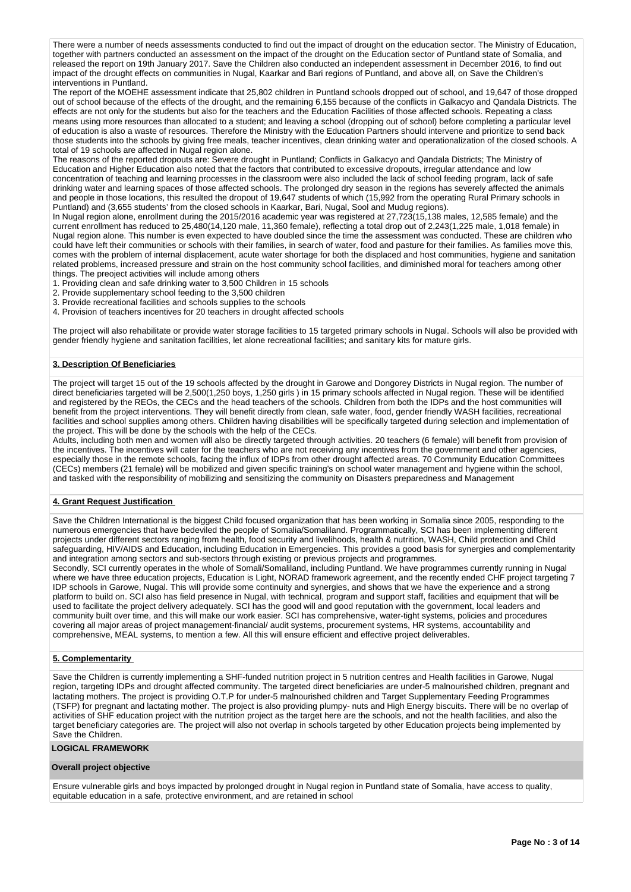There were a number of needs assessments conducted to find out the impact of drought on the education sector. The Ministry of Education, together with partners conducted an assessment on the impact of the drought on the Education sector of Puntland state of Somalia, and released the report on 19th January 2017. Save the Children also conducted an independent assessment in December 2016, to find out impact of the drought effects on communities in Nugal, Kaarkar and Bari regions of Puntland, and above all, on Save the Children's interventions in Puntland.

The report of the MOEHE assessment indicate that 25,802 children in Puntland schools dropped out of school, and 19,647 of those dropped out of school because of the effects of the drought, and the remaining 6,155 because of the conflicts in Galkacyo and Qandala Districts. The effects are not only for the students but also for the teachers and the Education Facilities of those affected schools. Repeating a class means using more resources than allocated to a student; and leaving a school (dropping out of school) before completing a particular level of education is also a waste of resources. Therefore the Ministry with the Education Partners should intervene and prioritize to send back those students into the schools by giving free meals, teacher incentives, clean drinking water and operationalization of the closed schools. A total of 19 schools are affected in Nugal region alone.

The reasons of the reported dropouts are: Severe drought in Puntland; Conflicts in Galkacyo and Qandala Districts; The Ministry of Education and Higher Education also noted that the factors that contributed to excessive dropouts, irregular attendance and low concentration of teaching and learning processes in the classroom were also included the lack of school feeding program, lack of safe drinking water and learning spaces of those affected schools. The prolonged dry season in the regions has severely affected the animals and people in those locations, this resulted the dropout of 19,647 students of which (15,992 from the operating Rural Primary schools in Puntland) and (3,655 students' from the closed schools in Kaarkar, Bari, Nugal, Sool and Mudug regions).

In Nugal region alone, enrollment during the 2015/2016 academic year was registered at 27,723(15,138 males, 12,585 female) and the current enrollment has reduced to 25,480(14,120 male, 11,360 female), reflecting a total drop out of 2,243(1,225 male, 1,018 female) in Nugal region alone. This number is even expected to have doubled since the time the assessment was conducted. These are children who could have left their communities or schools with their families, in search of water, food and pasture for their families. As families move this, comes with the problem of internal displacement, acute water shortage for both the displaced and host communities, hygiene and sanitation related problems, increased pressure and strain on the host community school facilities, and diminished moral for teachers among other things. The preoject activities will include among others

1. Providing clean and safe drinking water to 3,500 Children in 15 schools
2. Provide supplementary school feeding to the 3,500 children
3. Provide recreational facilities and schools supplies to the schools
4. Provision of teachers incentives for 20 teachers in drought affected schools

The project will also rehabilitate or provide water storage facilities to 15 targeted primary schools in Nugal. Schools will also be provided with gender friendly hygiene and sanitation facilities, let alone recreational facilities; and sanitary kits for mature girls.

## 3. Description Of Beneficiaries

The project will target 15 out of the 19 schools affected by the drought in Garowe and Dongorey Districts in Nugal region. The number of direct beneficiaries targeted will be 2,500(1,250 boys, 1,250 girls ) in 15 primary schools affected in Nugal region. These will be identified and registered by the REOs, the CECs and the head teachers of the schools. Children from both the IDPs and the host communities will benefit from the project interventions. They will benefit directly from clean, safe water, food, gender friendly WASH facilities, recreational facilities and school supplies among others. Children having disabilities will be specifically targeted during selection and implementation of the project. This will be done by the schools with the help of the CECs.

Adults, including both men and women will also be directly targeted through activities. 20 teachers (6 female) will benefit from provision of the incentives. The incentives will cater for the teachers who are not receiving any incentives from the government and other agencies, especially those in the remote schools, facing the influx of IDPs from other drought affected areas. 70 Community Education Committees (CECs) members (21 female) will be mobilized and given specific training's on school water management and hygiene within the school, and tasked with the responsibility of mobilizing and sensitizing the community on Disasters preparedness and Management

## 4. Grant Request Justification

Save the Children International is the biggest Child focused organization that has been working in Somalia since 2005, responding to the numerous emergencies that have bedeviled the people of Somalia/Somaliland. Programmatically, SCI has been implementing different projects under different sectors ranging from health, food security and livelihoods, health & nutrition, WASH, Child protection and Child safeguarding, HIV/AIDS and Education, including Education in Emergencies. This provides a good basis for synergies and complementarity and integration among sectors and sub-sectors through existing or previous projects and programmes.

Secondly, SCI currently operates in the whole of Somali/Somaliland, including Puntland. We have programmes currently running in Nugal where we have three education projects, Education is Light, NORAD framework agreement, and the recently ended CHF project targeting 7 IDP schools in Garowe, Nugal. This will provide some continuity and synergies, and shows that we have the experience and a strong platform to build on. SCI also has field presence in Nugal, with technical, program and support staff, facilities and equipment that will be used to facilitate the project delivery adequately. SCI has the good will and good reputation with the government, local leaders and community built over time, and this will make our work easier. SCI has comprehensive, water-tight systems, policies and procedures covering all major areas of project management-financial/ audit systems, procurement systems, HR systems, accountability and comprehensive, MEAL systems, to mention a few. All this will ensure efficient and effective project deliverables.

## 5. Complementarity

Save the Children is currently implementing a SHF-funded nutrition project in 5 nutrition centres and Health facilities in Garowe, Nugal region, targeting IDPs and drought affected community. The targeted direct beneficiaries are under-5 malnourished children, pregnant and lactating mothers. The project is providing O.T.P for under-5 malnourished children and Target Supplementary Feeding Programmes (TSFP) for pregnant and lactating mother. The project is also providing plumpy- nuts and High Energy biscuits. There will be no overlap of activities of SHF education project with the nutrition project as the target here are the schools, and not the health facilities, and also the target beneficiary categories are. The project will also not overlap in schools targeted by other Education projects being implemented by Save the Children.

## LOGICAL FRAMEWORK

### Overall project objective

Ensure vulnerable girls and boys impacted by prolonged drought in Nugal region in Puntland state of Somalia, have access to quality, equitable education in a safe, protective environment, and are retained in school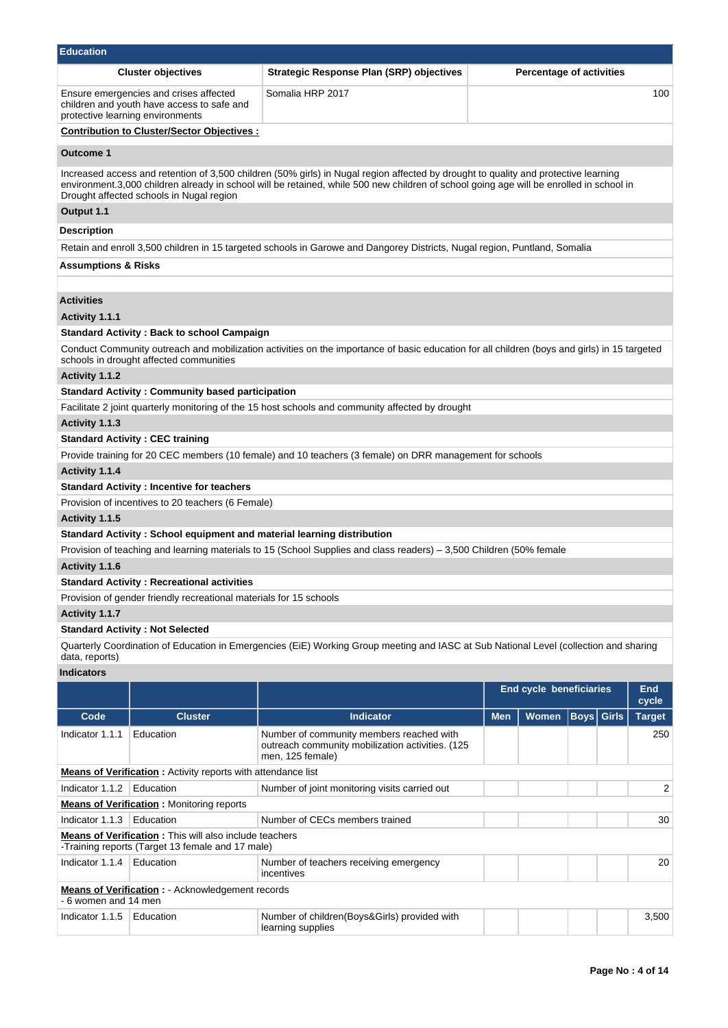## Education

| Cluster objectives | Strategic Response Plan (SRP) objectives | Percentage of activities |
|---|---|---|
| Ensure emergencies and crises affected children and youth have access to safe and protective learning environments | Somalia HRP 2017 | 100 |

**Contribution to Cluster/Sector Objectives :**

### Outcome 1

Increased access and retention of 3,500 children (50% girls) in Nugal region affected by drought to quality and protective learning environment.3,000 children already in school will be retained, while 500 new children of school going age will be enrolled in school in Drought affected schools in Nugal region

### Output 1.1

**Description**

Retain and enroll 3,500 children in 15 targeted schools in Garowe and Dangorey Districts, Nugal region, Puntland, Somalia

**Assumptions & Risks**

**Activities**

**Activity 1.1.1**

**Standard Activity : Back to school Campaign**

Conduct Community outreach and mobilization activities on the importance of basic education for all children (boys and girls) in 15 targeted schools in drought affected communities

**Activity 1.1.2**

**Standard Activity : Community based participation**

Facilitate 2 joint quarterly monitoring of the 15 host schools and community affected by drought

**Activity 1.1.3**

**Standard Activity : CEC training**

Provide training for 20 CEC members (10 female) and 10 teachers (3 female) on DRR management for schools

**Activity 1.1.4**

**Standard Activity : Incentive for teachers**

Provision of incentives to 20 teachers (6 Female)

**Activity 1.1.5**

**Standard Activity : School equipment and material learning distribution**

Provision of teaching and learning materials to 15 (School Supplies and class readers) – 3,500 Children (50% female

**Activity 1.1.6**

**Standard Activity : Recreational activities**

Provision of gender friendly recreational materials for 15 schools

**Activity 1.1.7**

**Standard Activity : Not Selected**

Quarterly Coordination of Education in Emergencies (EiE) Working Group meeting and IASC at Sub National Level (collection and sharing data, reports)

**Indicators**

| | | | End cycle beneficiaries | | | | End cycle |
|---|---|---|---|---|---|---|---|
| **Code** | **Cluster** | **Indicator** | **Men** | **Women** | **Boys** | **Girls** | **Target** |
| Indicator 1.1.1 | Education | Number of community members reached with outreach community mobilization activities. (125 men, 125 female) | | | | | 250 |
| **Means of Verification** : Activity reports with attendance list | | | | | | | |
| Indicator 1.1.2 | Education | Number of joint monitoring visits carried out | | | | | 2 |
| **Means of Verification** : Monitoring reports | | | | | | | |
| Indicator 1.1.3 | Education | Number of CECs members trained | | | | | 30 |
| **Means of Verification** : This will also include teachers -Training reports (Target 13 female and 17 male) | | | | | | | |
| Indicator 1.1.4 | Education | Number of teachers receiving emergency incentives | | | | | 20 |
| **Means of Verification** : - Acknowledgement records - 6 women and 14 men | | | | | | | |
| Indicator 1.1.5 | Education | Number of children(Boys&Girls) provided with learning supplies | | | | | 3,500 |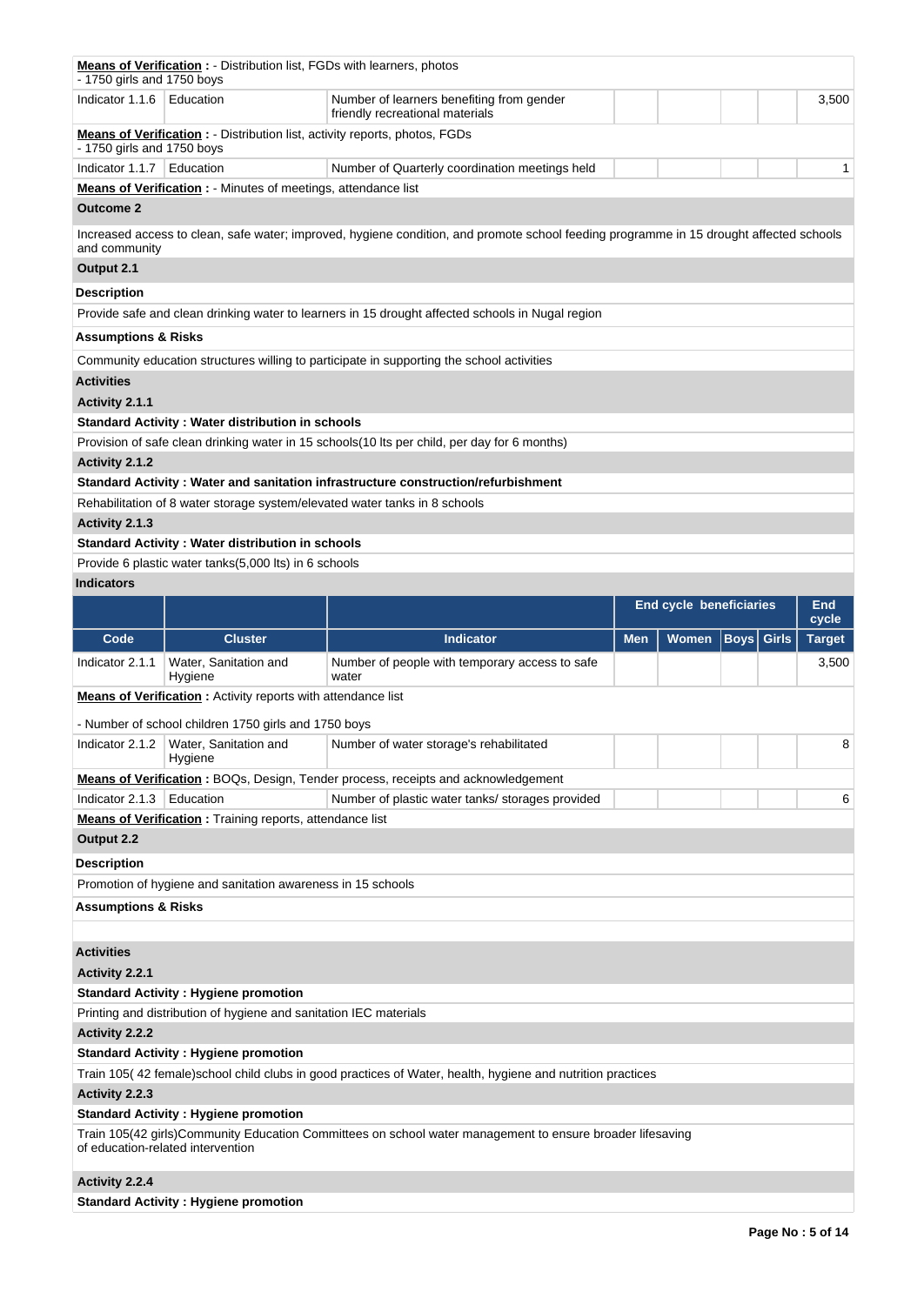**Means of Verification :** - Distribution list, FGDs with learners, photos
- 1750 girls and 1750 boys

| Indicator 1.1.6 | Education | Number of learners benefiting from gender friendly recreational materials | | | | | 3,500 |
|---|---|---|---|---|---|---|---|

**Means of Verification :** - Distribution list, activity reports, photos, FGDs
- 1750 girls and 1750 boys

| Indicator 1.1.7 | Education | Number of Quarterly coordination meetings held | | | | | 1 |
|---|---|---|---|---|---|---|---|

**Means of Verification :** - Minutes of meetings, attendance list

**Outcome 2**

Increased access to clean, safe water; improved, hygiene condition, and promote school feeding programme in 15 drought affected schools and community

**Output 2.1**

**Description**

Provide safe and clean drinking water to learners in 15 drought affected schools in Nugal region

**Assumptions & Risks**

Community education structures willing to participate in supporting the school activities

**Activities**

**Activity 2.1.1**

**Standard Activity : Water distribution in schools**

Provision of safe clean drinking water in 15 schools(10 lts per child, per day for 6 months)

**Activity 2.1.2**

**Standard Activity : Water and sanitation infrastructure construction/refurbishment**

Rehabilitation of 8 water storage system/elevated water tanks in 8 schools

**Activity 2.1.3**

**Standard Activity : Water distribution in schools**

Provide 6 plastic water tanks(5,000 lts) in 6 schools

**Indicators**

| | | | End cycle beneficiaries | | | | End cycle |
|---|---|---|---|---|---|---|---|
| **Code** | **Cluster** | **Indicator** | **Men** | **Women** | **Boys** | **Girls** | **Target** |
| Indicator 2.1.1 | Water, Sanitation and Hygiene | Number of people with temporary access to safe water | | | | | 3,500 |

**Means of Verification :** Activity reports with attendance list

- Number of school children 1750 girls and 1750 boys

| Indicator 2.1.2 | Water, Sanitation and Hygiene | Number of water storage's rehabilitated | | | | | 8 |
|---|---|---|---|---|---|---|---|

**Means of Verification :** BOQs, Design, Tender process, receipts and acknowledgement

| Indicator 2.1.3 | Education | Number of plastic water tanks/ storages provided | | | | | 6 |
|---|---|---|---|---|---|---|---|

**Means of Verification :** Training reports, attendance list

**Output 2.2**

**Description**

Promotion of hygiene and sanitation awareness in 15 schools

**Assumptions & Risks**

**Activities**

**Activity 2.2.1**

**Standard Activity : Hygiene promotion**

Printing and distribution of hygiene and sanitation IEC materials

**Activity 2.2.2**

**Standard Activity : Hygiene promotion**

Train 105( 42 female)school child clubs in good practices of Water, health, hygiene and nutrition practices

**Activity 2.2.3**

**Standard Activity : Hygiene promotion**

Train 105(42 girls)Community Education Committees on school water management to ensure broader lifesaving of education-related intervention

**Activity 2.2.4**

**Standard Activity : Hygiene promotion**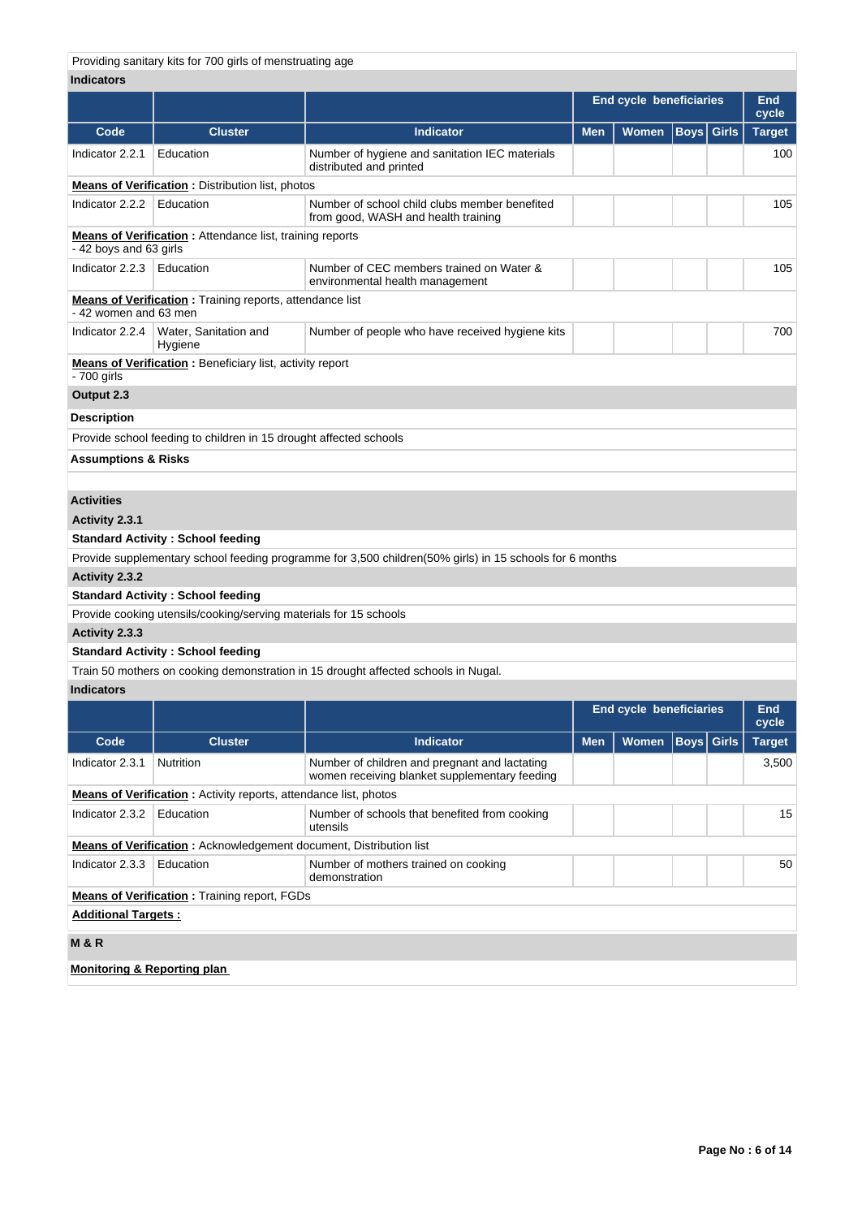Providing sanitary kits for 700 girls of menstruating age

**Indicators**

| | | | End cycle beneficiaries | | | | End cycle |
|---|---|---|---|---|---|---|---|
| **Code** | **Cluster** | **Indicator** | **Men** | **Women** | **Boys** | **Girls** | **Target** |
| Indicator 2.2.1 | Education | Number of hygiene and sanitation IEC materials distributed and printed | | | | | 100 |
| **Means of Verification :** Distribution list, photos | | | | | | | |
| Indicator 2.2.2 | Education | Number of school child clubs member benefited from good, WASH and health training | | | | | 105 |
| **Means of Verification :** Attendance list, training reports - 42 boys and 63 girls | | | | | | | |
| Indicator 2.2.3 | Education | Number of CEC members trained on Water & environmental health management | | | | | 105 |
| **Means of Verification :** Training reports, attendance list - 42 women and 63 men | | | | | | | |
| Indicator 2.2.4 | Water, Sanitation and Hygiene | Number of people who have received hygiene kits | | | | | 700 |
| **Means of Verification :** Beneficiary list, activity report - 700 girls | | | | | | | |

**Output 2.3**

**Description**

Provide school feeding to children in 15 drought affected schools

**Assumptions & Risks**

**Activities**

**Activity 2.3.1**

**Standard Activity : School feeding**

Provide supplementary school feeding programme for 3,500 children(50% girls) in 15 schools for 6 months

**Activity 2.3.2**

**Standard Activity : School feeding**

Provide cooking utensils/cooking/serving materials for 15 schools

**Activity 2.3.3**

**Standard Activity : School feeding**

Train 50 mothers on cooking demonstration in 15 drought affected schools in Nugal.

**Indicators**

| | | | End cycle beneficiaries | | | | End cycle |
|---|---|---|---|---|---|---|---|
| **Code** | **Cluster** | **Indicator** | **Men** | **Women** | **Boys** | **Girls** | **Target** |
| Indicator 2.3.1 | Nutrition | Number of children and pregnant and lactating women receiving blanket supplementary feeding | | | | | 3,500 |
| **Means of Verification :** Activity reports, attendance list, photos | | | | | | | |
| Indicator 2.3.2 | Education | Number of schools that benefited from cooking utensils | | | | | 15 |
| **Means of Verification :** Acknowledgement document, Distribution list | | | | | | | |
| Indicator 2.3.3 | Education | Number of mothers trained on cooking demonstration | | | | | 50 |
| **Means of Verification :** Training report, FGDs | | | | | | | |

**Additional Targets :**

**M & R**

**Monitoring & Reporting plan**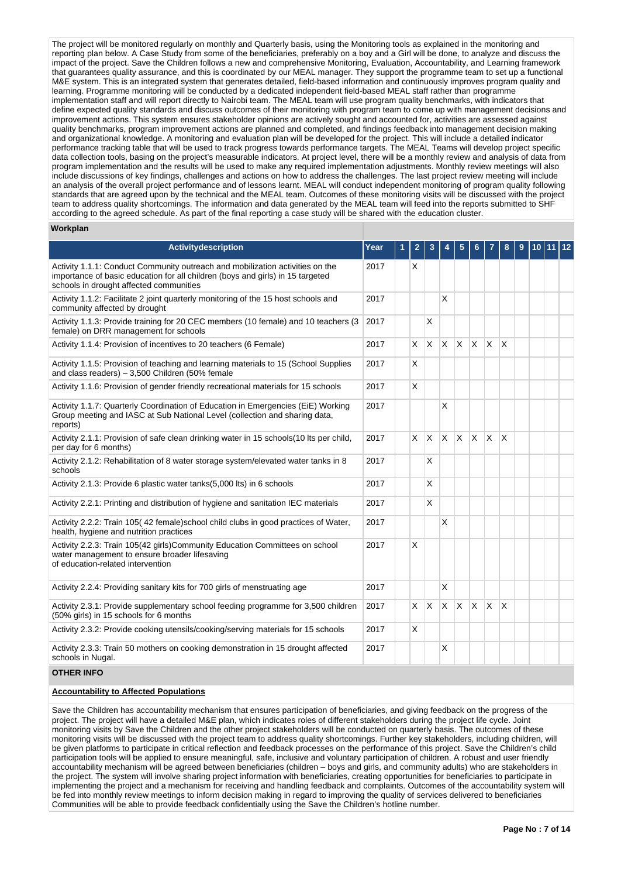The project will be monitored regularly on monthly and Quarterly basis, using the Monitoring tools as explained in the monitoring and reporting plan below. A Case Study from some of the beneficiaries, preferably on a boy and a Girl will be done, to analyze and discuss the impact of the project. Save the Children follows a new and comprehensive Monitoring, Evaluation, Accountability, and Learning framework that guarantees quality assurance, and this is coordinated by our MEAL manager. They support the programme team to set up a functional M&E system. This is an integrated system that generates detailed, field-based information and continuously improves program quality and learning. Programme monitoring will be conducted by a dedicated independent field-based MEAL staff rather than programme implementation staff and will report directly to Nairobi team. The MEAL team will use program quality benchmarks, with indicators that define expected quality standards and discuss outcomes of their monitoring with program team to come up with management decisions and improvement actions. This system ensures stakeholder opinions are actively sought and accounted for, activities are assessed against quality benchmarks, program improvement actions are planned and completed, and findings feedback into management decision making and organizational knowledge. A monitoring and evaluation plan will be developed for the project. This will include a detailed indicator performance tracking table that will be used to track progress towards performance targets. The MEAL Teams will develop project specific data collection tools, basing on the project's measurable indicators. At project level, there will be a monthly review and analysis of data from program implementation and the results will be used to make any required implementation adjustments. Monthly review meetings will also include discussions of key findings, challenges and actions on how to address the challenges. The last project review meeting will include an analysis of the overall project performance and of lessons learnt. MEAL will conduct independent monitoring of program quality following standards that are agreed upon by the technical and the MEAL team. Outcomes of these monitoring visits will be discussed with the project team to address quality shortcomings. The information and data generated by the MEAL team will feed into the reports submitted to SHF according to the agreed schedule. As part of the final reporting a case study will be shared with the education cluster.

**Workplan**

| Activitydescription | Year | 1 | 2 | 3 | 4 | 5 | 6 | 7 | 8 | 9 | 10 | 11 | 12 |
|---|---|---|---|---|---|---|---|---|---|---|---|---|---|
| Activity 1.1.1: Conduct Community outreach and mobilization activities on the importance of basic education for all children (boys and girls) in 15 targeted schools in drought affected communities | 2017 | | X | | | | | | | | | | |
| Activity 1.1.2: Facilitate 2 joint quarterly monitoring of the 15 host schools and community affected by drought | 2017 | | | | X | | | | | | | | |
| Activity 1.1.3: Provide training for 20 CEC members (10 female) and 10 teachers (3 female) on DRR management for schools | 2017 | | | X | | | | | | | | | |
| Activity 1.1.4: Provision of incentives to 20 teachers (6 Female) | 2017 | | X | X | X | X | X | X | X | | | | |
| Activity 1.1.5: Provision of teaching and learning materials to 15 (School Supplies and class readers) – 3,500 Children (50% female | 2017 | | X | | | | | | | | | | |
| Activity 1.1.6: Provision of gender friendly recreational materials for 15 schools | 2017 | | X | | | | | | | | | | |
| Activity 1.1.7: Quarterly Coordination of Education in Emergencies (EiE) Working Group meeting and IASC at Sub National Level (collection and sharing data, reports) | 2017 | | | | X | | | | | | | | |
| Activity 2.1.1: Provision of safe clean drinking water in 15 schools(10 lts per child, per day for 6 months) | 2017 | | X | X | X | X | X | X | X | | | | |
| Activity 2.1.2: Rehabilitation of 8 water storage system/elevated water tanks in 8 schools | 2017 | | | X | | | | | | | | | |
| Activity 2.1.3: Provide 6 plastic water tanks(5,000 lts) in 6 schools | 2017 | | | X | | | | | | | | | |
| Activity 2.2.1: Printing and distribution of hygiene and sanitation IEC materials | 2017 | | | X | | | | | | | | | |
| Activity 2.2.2: Train 105( 42 female)school child clubs in good practices of Water, health, hygiene and nutrition practices | 2017 | | | | X | | | | | | | | |
| Activity 2.2.3: Train 105(42 girls)Community Education Committees on school water management to ensure broader lifesaving of education-related intervention | 2017 | | X | | | | | | | | | | |
| Activity 2.2.4: Providing sanitary kits for 700 girls of menstruating age | 2017 | | | | X | | | | | | | | |
| Activity 2.3.1: Provide supplementary school feeding programme for 3,500 children (50% girls) in 15 schools for 6 months | 2017 | | X | X | X | X | X | X | X | | | | |
| Activity 2.3.2: Provide cooking utensils/cooking/serving materials for 15 schools | 2017 | | X | | | | | | | | | | |
| Activity 2.3.3: Train 50 mothers on cooking demonstration in 15 drought affected schools in Nugal. | 2017 | | | | X | | | | | | | | |

**OTHER INFO**

**Accountability to Affected Populations**

Save the Children has accountability mechanism that ensures participation of beneficiaries, and giving feedback on the progress of the project. The project will have a detailed M&E plan, which indicates roles of different stakeholders during the project life cycle. Joint monitoring visits by Save the Children and the other project stakeholders will be conducted on quarterly basis. The outcomes of these monitoring visits will be discussed with the project team to address quality shortcomings. Further key stakeholders, including children, will be given platforms to participate in critical reflection and feedback processes on the performance of this project. Save the Children's child participation tools will be applied to ensure meaningful, safe, inclusive and voluntary participation of children. A robust and user friendly accountability mechanism will be agreed between beneficiaries (children – boys and girls, and community adults) who are stakeholders in the project. The system will involve sharing project information with beneficiaries, creating opportunities for beneficiaries to participate in implementing the project and a mechanism for receiving and handling feedback and complaints. Outcomes of the accountability system will be fed into monthly review meetings to inform decision making in regard to improving the quality of services delivered to beneficiaries Communities will be able to provide feedback confidentially using the Save the Children's hotline number.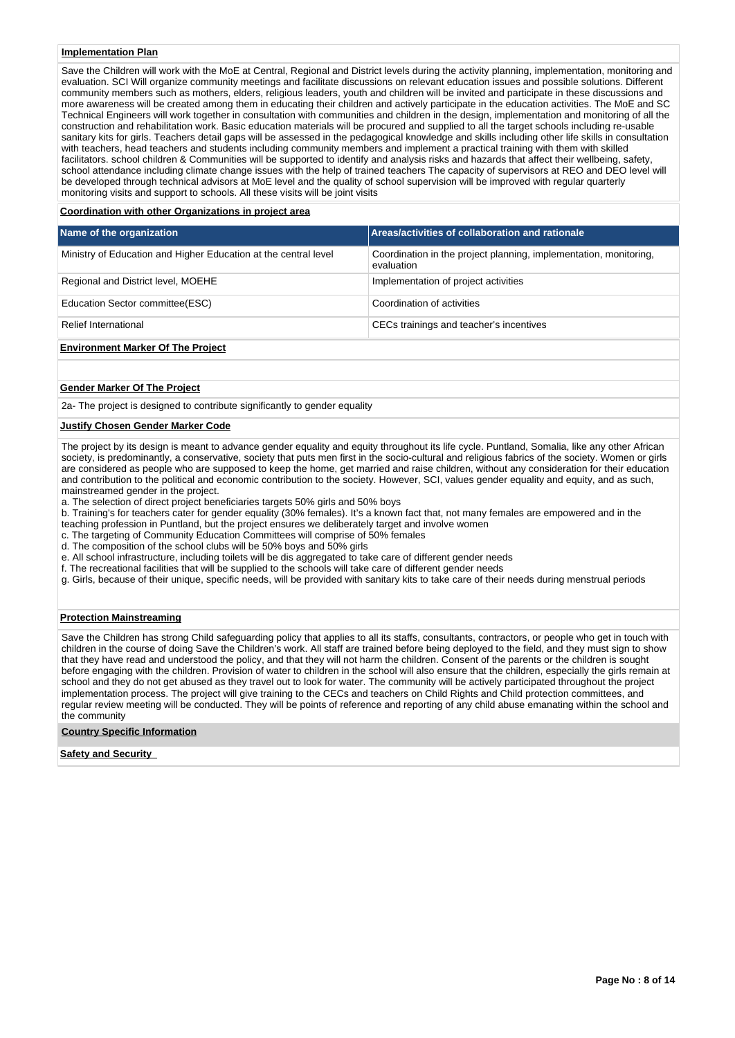**Implementation Plan**

Save the Children will work with the MoE at Central, Regional and District levels during the activity planning, implementation, monitoring and evaluation. SCI Will organize community meetings and facilitate discussions on relevant education issues and possible solutions. Different community members such as mothers, elders, religious leaders, youth and children will be invited and participate in these discussions and more awareness will be created among them in educating their children and actively participate in the education activities. The MoE and SC Technical Engineers will work together in consultation with communities and children in the design, implementation and monitoring of all the construction and rehabilitation work. Basic education materials will be procured and supplied to all the target schools including re-usable sanitary kits for girls. Teachers detail gaps will be assessed in the pedagogical knowledge and skills including other life skills in consultation with teachers, head teachers and students including community members and implement a practical training with them with skilled facilitators. school children & Communities will be supported to identify and analysis risks and hazards that affect their wellbeing, safety, school attendance including climate change issues with the help of trained teachers The capacity of supervisors at REO and DEO level will be developed through technical advisors at MoE level and the quality of school supervision will be improved with regular quarterly monitoring visits and support to schools. All these visits will be joint visits

**Coordination with other Organizations in project area**

| Name of the organization | Areas/activities of collaboration and rationale |
| --- | --- |
| Ministry of Education and Higher Education at the central level | Coordination in the project planning, implementation, monitoring, evaluation |
| Regional and District level, MOEHE | Implementation of project activities |
| Education Sector committee(ESC) | Coordination of activities |
| Relief International | CECs trainings and teacher's incentives |

**Environment Marker Of The Project**

**Gender Marker Of The Project**

2a- The project is designed to contribute significantly to gender equality

**Justify Chosen Gender Marker Code**

The project by its design is meant to advance gender equality and equity throughout its life cycle. Puntland, Somalia, like any other African society, is predominantly, a conservative, society that puts men first in the socio-cultural and religious fabrics of the society. Women or girls are considered as people who are supposed to keep the home, get married and raise children, without any consideration for their education and contribution to the political and economic contribution to the society. However, SCI, values gender equality and equity, and as such, mainstreamed gender in the project.

a. The selection of direct project beneficiaries targets 50% girls and 50% boys

b. Training's for teachers cater for gender equality (30% females). It's a known fact that, not many females are empowered and in the teaching profession in Puntland, but the project ensures we deliberately target and involve women

c. The targeting of Community Education Committees will comprise of 50% females

d. The composition of the school clubs will be 50% boys and 50% girls

e. All school infrastructure, including toilets will be dis aggregated to take care of different gender needs

f. The recreational facilities that will be supplied to the schools will take care of different gender needs

g. Girls, because of their unique, specific needs, will be provided with sanitary kits to take care of their needs during menstrual periods

**Protection Mainstreaming**

Save the Children has strong Child safeguarding policy that applies to all its staffs, consultants, contractors, or people who get in touch with children in the course of doing Save the Children's work. All staff are trained before being deployed to the field, and they must sign to show that they have read and understood the policy, and that they will not harm the children. Consent of the parents or the children is sought before engaging with the children. Provision of water to children in the school will also ensure that the children, especially the girls remain at school and they do not get abused as they travel out to look for water. The community will be actively participated throughout the project implementation process. The project will give training to the CECs and teachers on Child Rights and Child protection committees, and regular review meeting will be conducted. They will be points of reference and reporting of any child abuse emanating within the school and the community

**Country Specific Information**

**Safety and Security**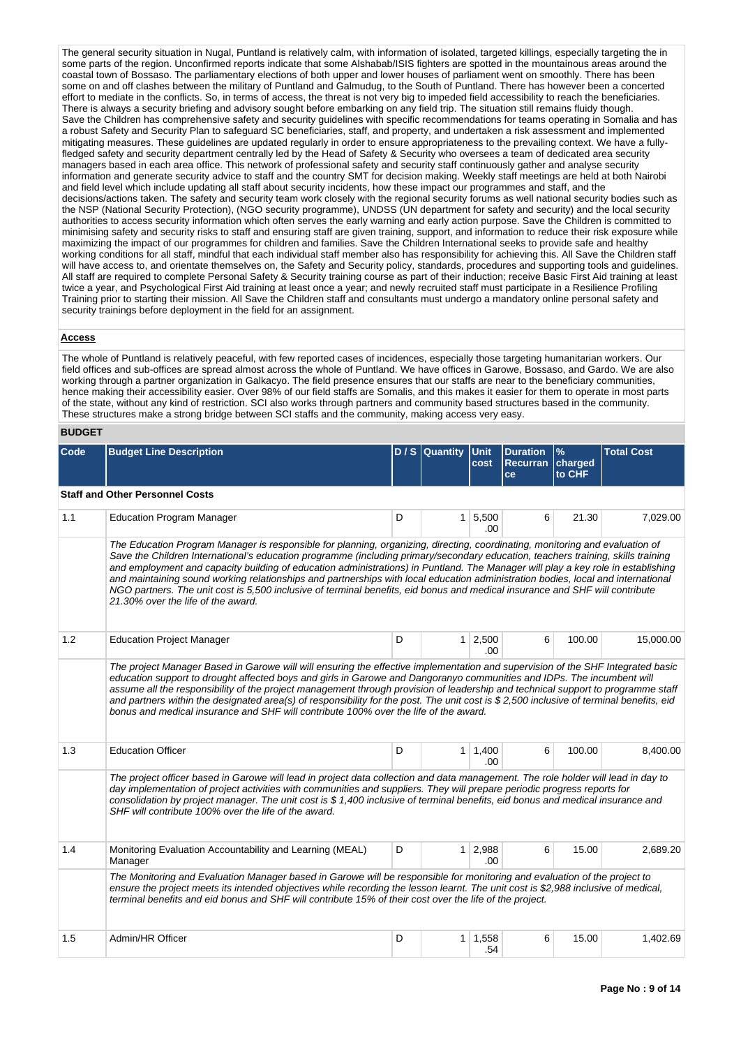The general security situation in Nugal, Puntland is relatively calm, with information of isolated, targeted killings, especially targeting the in some parts of the region. Unconfirmed reports indicate that some Alshabab/ISIS fighters are spotted in the mountainous areas around the coastal town of Bossaso. The parliamentary elections of both upper and lower houses of parliament went on smoothly. There has been some on and off clashes between the military of Puntland and Galmudug, to the South of Puntland. There has however been a concerted effort to mediate in the conflicts. So, in terms of access, the threat is not very big to impeded field accessibility to reach the beneficiaries. There is always a security briefing and advisory sought before embarking on any field trip. The situation still remains fluidy though.
Save the Children has comprehensive safety and security guidelines with specific recommendations for teams operating in Somalia and has a robust Safety and Security Plan to safeguard SC beneficiaries, staff, and property, and undertaken a risk assessment and implemented mitigating measures. These guidelines are updated regularly in order to ensure appropriateness to the prevailing context. We have a fully-fledged safety and security department centrally led by the Head of Safety & Security who oversees a team of dedicated area security managers based in each area office. This network of professional safety and security staff continuously gather and analyse security information and generate security advice to staff and the country SMT for decision making. Weekly staff meetings are held at both Nairobi and field level which include updating all staff about security incidents, how these impact our programmes and staff, and the decisions/actions taken. The safety and security team work closely with the regional security forums as well national security bodies such as the NSP (National Security Protection), (NGO security programme), UNDSS (UN department for safety and security) and the local security authorities to access security information which often serves the early warning and early action purpose. Save the Children is committed to minimising safety and security risks to staff and ensuring staff are given training, support, and information to reduce their risk exposure while maximizing the impact of our programmes for children and families. Save the Children International seeks to provide safe and healthy working conditions for all staff, mindful that each individual staff member also has responsibility for achieving this. All Save the Children staff will have access to, and orientate themselves on, the Safety and Security policy, standards, procedures and supporting tools and guidelines. All staff are required to complete Personal Safety & Security training course as part of their induction; receive Basic First Aid training at least twice a year, and Psychological First Aid training at least once a year; and newly recruited staff must participate in a Resilience Profiling Training prior to starting their mission. All Save the Children staff and consultants must undergo a mandatory online personal safety and security trainings before deployment in the field for an assignment.

**Access**

The whole of Puntland is relatively peaceful, with few reported cases of incidences, especially those targeting humanitarian workers. Our field offices and sub-offices are spread almost across the whole of Puntland. We have offices in Garowe, Bossaso, and Gardo. We are also working through a partner organization in Galkacyo. The field presence ensures that our staffs are near to the beneficiary communities, hence making their accessibility easier. Over 98% of our field staffs are Somalis, and this makes it easier for them to operate in most parts of the state, without any kind of restriction. SCI also works through partners and community based structures based in the community. These structures make a strong bridge between SCI staffs and the community, making access very easy.

## BUDGET

| Code | Budget Line Description | D / S | Quantity | Unit cost | Duration Recurrance | % charged to CHF | Total Cost |
|---|---|---|---|---|---|---|---|
| **Staff and Other Personnel Costs** | | | | | | | |
| 1.1 | Education Program Manager | D | 1 | 5,500.00 | 6 | 21.30 | 7,029.00 |
| | *The Education Program Manager is responsible for planning, organizing, directing, coordinating, monitoring and evaluation of Save the Children International's education programme (including primary/secondary education, teachers training, skills training and employment and capacity building of education administrations) in Puntland. The Manager will play a key role in establishing and maintaining sound working relationships and partnerships with local education administration bodies, local and international NGO partners. The unit cost is 5,500 inclusive of terminal benefits, eid bonus and medical insurance and SHF will contribute 21.30% over the life of the award.* | | | | | | |
| 1.2 | Education Project Manager | D | 1 | 2,500.00 | 6 | 100.00 | 15,000.00 |
| | *The project Manager Based in Garowe will will ensuring the effective implementation and supervision of the SHF Integrated basic education support to drought affected boys and girls in Garowe and Dangoranyo communities and IDPs. The incumbent will assume all the responsibility of the project management through provision of leadership and technical support to programme staff and partners within the designated area(s) of responsibility for the post. The unit cost is $ 2,500 inclusive of terminal benefits, eid bonus and medical insurance and SHF will contribute 100% over the life of the award.* | | | | | | |
| 1.3 | Education Officer | D | 1 | 1,400.00 | 6 | 100.00 | 8,400.00 |
| | *The project officer based in Garowe will lead in project data collection and data management. The role holder will lead in day to day implementation of project activities with communities and suppliers. They will prepare periodic progress reports for consolidation by project manager. The unit cost is $ 1,400 inclusive of terminal benefits, eid bonus and medical insurance and SHF will contribute 100% over the life of the award.* | | | | | | |
| 1.4 | Monitoring Evaluation Accountability and Learning (MEAL) Manager | D | 1 | 2,988.00 | 6 | 15.00 | 2,689.20 |
| | *The Monitoring and Evaluation Manager based in Garowe will be responsible for monitoring and evaluation of the project to ensure the project meets its intended objectives while recording the lesson learnt. The unit cost is $2,988 inclusive of medical, terminal benefits and eid bonus and SHF will contribute 15% of their cost over the life of the project.* | | | | | | |
| 1.5 | Admin/HR Officer | D | 1 | 1,558.54 | 6 | 15.00 | 1,402.69 |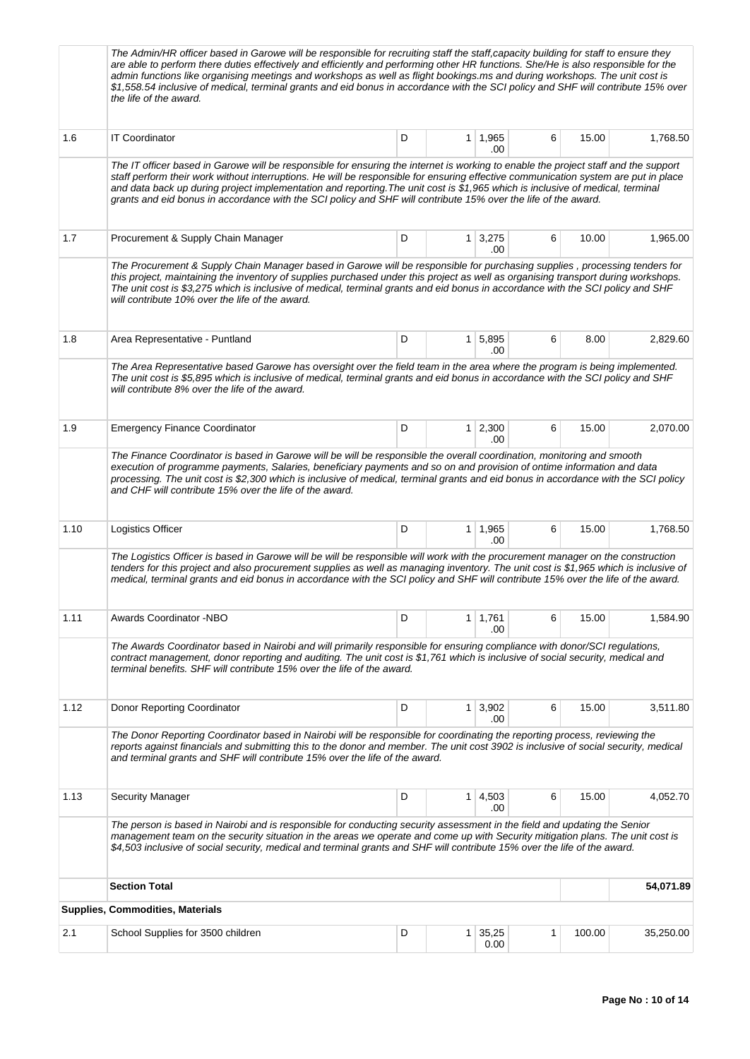| | | | | | | | |
|---|---|---|---|---|---|---|---|
| | *The Admin/HR officer based in Garowe will be responsible for recruiting staff the staff,capacity building for staff to ensure they are able to perform there duties effectively and efficiently and performing other HR functions. She/He is also responsible for the admin functions like organising meetings and workshops as well as flight bookings.ms and during workshops. The unit cost is $1,558.54 inclusive of medical, terminal grants and eid bonus in accordance with the SCI policy and SHF will contribute 15% over the life of the award.* | | | | | | |
| 1.6 | IT Coordinator | D | 1 | 1,965.00 | 6 | 15.00 | 1,768.50 |
| | *The IT officer based in Garowe will be responsible for ensuring the internet is working to enable the project staff and the support staff perform their work without interruptions. He will be responsible for ensuring effective communication system are put in place and data back up during project implementation and reporting.The unit cost is $1,965 which is inclusive of medical, terminal grants and eid bonus in accordance with the SCI policy and SHF will contribute 15% over the life of the award.* | | | | | | |
| 1.7 | Procurement & Supply Chain Manager | D | 1 | 3,275.00 | 6 | 10.00 | 1,965.00 |
| | *The Procurement & Supply Chain Manager based in Garowe will be responsible for purchasing supplies , processing tenders for this project, maintaining the inventory of supplies purchased under this project as well as organising transport during workshops. The unit cost is $3,275 which is inclusive of medical, terminal grants and eid bonus in accordance with the SCI policy and SHF will contribute 10% over the life of the award.* | | | | | | |
| 1.8 | Area Representative - Puntland | D | 1 | 5,895.00 | 6 | 8.00 | 2,829.60 |
| | *The Area Representative based Garowe has oversight over the field team in the area where the program is being implemented. The unit cost is $5,895 which is inclusive of medical, terminal grants and eid bonus in accordance with the SCI policy and SHF will contribute 8% over the life of the award.* | | | | | | |
| 1.9 | Emergency Finance Coordinator | D | 1 | 2,300.00 | 6 | 15.00 | 2,070.00 |
| | *The Finance Coordinator is based in Garowe will be will be responsible the overall coordination, monitoring and smooth execution of programme payments, Salaries, beneficiary payments and so on and provision of ontime information and data processing. The unit cost is $2,300 which is inclusive of medical, terminal grants and eid bonus in accordance with the SCI policy and CHF will contribute 15% over the life of the award.* | | | | | | |
| 1.10 | Logistics Officer | D | 1 | 1,965.00 | 6 | 15.00 | 1,768.50 |
| | *The Logistics Officer is based in Garowe will be will be responsible will work with the procurement manager on the construction tenders for this project and also procurement supplies as well as managing inventory. The unit cost is $1,965 which is inclusive of medical, terminal grants and eid bonus in accordance with the SCI policy and SHF will contribute 15% over the life of the award.* | | | | | | |
| 1.11 | Awards Coordinator -NBO | D | 1 | 1,761.00 | 6 | 15.00 | 1,584.90 |
| | *The Awards Coordinator based in Nairobi and will primarily responsible for ensuring compliance with donor/SCI regulations, contract management, donor reporting and auditing. The unit cost is $1,761 which is inclusive of social security, medical and terminal benefits. SHF will contribute 15% over the life of the award.* | | | | | | |
| 1.12 | Donor Reporting Coordinator | D | 1 | 3,902.00 | 6 | 15.00 | 3,511.80 |
| | *The Donor Reporting Coordinator based in Nairobi will be responsible for coordinating the reporting process, reviewing the reports against financials and submitting this to the donor and member. The unit cost 3902 is inclusive of social security, medical and terminal grants and SHF will contribute 15% over the life of the award.* | | | | | | |
| 1.13 | Security Manager | D | 1 | 4,503.00 | 6 | 15.00 | 4,052.70 |
| | *The person is based in Nairobi and is responsible for conducting security assessment in the field and updating the Senior management team on the security situation in the areas we operate and come up with Security mitigation plans. The unit cost is $4,503 inclusive of social security, medical and terminal grants and SHF will contribute 15% over the life of the award.* | | | | | | |
| | **Section Total** | | | | | | **54,071.89** |
| **Supplies, Commodities, Materials** | | | | | | | |
| 2.1 | School Supplies for 3500 children | D | 1 | 35,250.00 | 1 | 100.00 | 35,250.00 |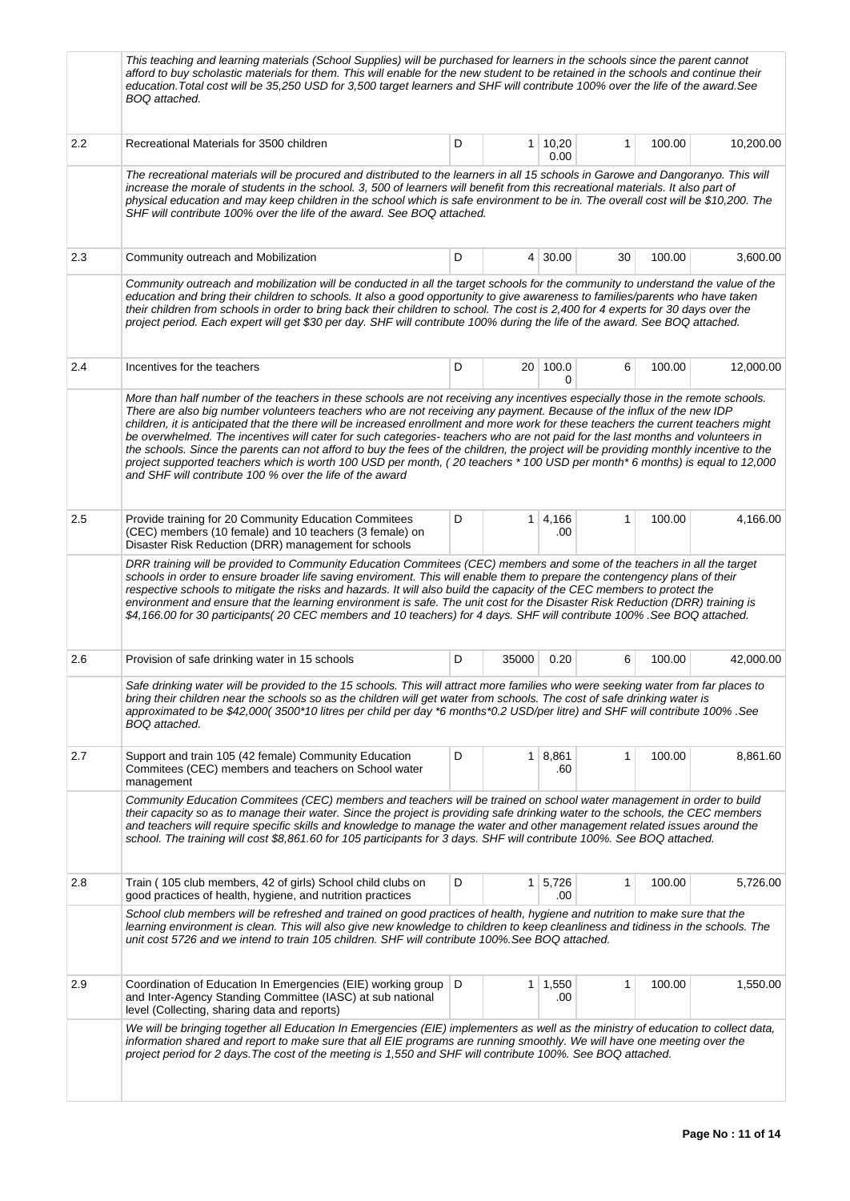| | | | | | | | |
|---|---|---|---|---|---|---|---|
| | *This teaching and learning materials (School Supplies) will be purchased for learners in the schools since the parent cannot afford to buy scholastic materials for them. This will enable for the new student to be retained in the schools and continue their education.Total cost will be 35,250 USD for 3,500 target learners and SHF will contribute 100% over the life of the award.See BOQ attached.* | | | | | | |
| 2.2 | Recreational Materials for 3500 children | D | 1 | 10,200.00 | 1 | 100.00 | 10,200.00 |
| | *The recreational materials will be procured and distributed to the learners in all 15 schools in Garowe and Dangoranyo. This will increase the morale of students in the school. 3, 500 of learners will benefit from this recreational materials. It also part of physical education and may keep children in the school which is safe environment to be in. The overall cost will be $10,200. The SHF will contribute 100% over the life of the award. See BOQ attached.* | | | | | | |
| 2.3 | Community outreach and Mobilization | D | 4 | 30.00 | 30 | 100.00 | 3,600.00 |
| | *Community outreach and mobilization will be conducted in all the target schools for the community to understand the value of the education and bring their children to schools. It also a good opportunity to give awareness to families/parents who have taken their children from schools in order to bring back their children to school. The cost is 2,400 for 4 experts for 30 days over the project period. Each expert will get $30 per day. SHF will contribute 100% during the life of the award. See BOQ attached.* | | | | | | |
| 2.4 | Incentives for the teachers | D | 20 | 100.00 | 6 | 100.00 | 12,000.00 |
| | *More than half number of the teachers in these schools are not receiving any incentives especially those in the remote schools. There are also big number volunteers teachers who are not receiving any payment. Because of the influx of the new IDP children, it is anticipated that the there will be increased enrollment and more work for these teachers the current teachers might be overwhelmed. The incentives will cater for such categories- teachers who are not paid for the last months and volunteers in the schools. Since the parents can not afford to buy the fees of the children, the project will be providing monthly incentive to the project supported teachers which is worth 100 USD per month, ( 20 teachers * 100 USD per month* 6 months) is equal to 12,000 and SHF will contribute 100 % over the life of the award* | | | | | | |
| 2.5 | Provide training for 20 Community Education Commitees (CEC) members (10 female) and 10 teachers (3 female) on Disaster Risk Reduction (DRR) management for schools | D | 1 | 4,166.00 | 1 | 100.00 | 4,166.00 |
| | *DRR training will be provided to Community Education Commitees (CEC) members and some of the teachers in all the target schools in order to ensure broader life saving enviroment. This will enable them to prepare the contengency plans of their respective schools to mitigate the risks and hazards. It will also build the capacity of the CEC members to protect the environment and ensure that the learning environment is safe. The unit cost for the Disaster Risk Reduction (DRR) training is $4,166.00 for 30 participants( 20 CEC members and 10 teachers) for 4 days. SHF will contribute 100% .See BOQ attached.* | | | | | | |
| 2.6 | Provision of safe drinking water in 15 schools | D | 35000 | 0.20 | 6 | 100.00 | 42,000.00 |
| | *Safe drinking water will be provided to the 15 schools. This will attract more families who were seeking water from far places to bring their children near the schools so as the children will get water from schools. The cost of safe drinking water is approximated to be $42,000( 3500*10 litres per child per day *6 months*0.2 USD/per litre) and SHF will contribute 100% .See BOQ attached.* | | | | | | |
| 2.7 | Support and train 105 (42 female) Community Education Commitees (CEC) members and teachers on School water management | D | 1 | 8,861.60 | 1 | 100.00 | 8,861.60 |
| | *Community Education Commitees (CEC) members and teachers will be trained on school water management in order to build their capacity so as to manage their water. Since the project is providing safe drinking water to the schools, the CEC members and teachers will require specific skills and knowledge to manage the water and other management related issues around the school. The training will cost $8,861.60 for 105 participants for 3 days. SHF will contribute 100%. See BOQ attached.* | | | | | | |
| 2.8 | Train ( 105 club members, 42 of girls) School child clubs on good practices of health, hygiene, and nutrition practices | D | 1 | 5,726.00 | 1 | 100.00 | 5,726.00 |
| | *School club members will be refreshed and trained on good practices of health, hygiene and nutrition to make sure that the learning environment is clean. This will also give new knowledge to children to keep cleanliness and tidiness in the schools. The unit cost 5726 and we intend to train 105 children. SHF will contribute 100%.See BOQ attached.* | | | | | | |
| 2.9 | Coordination of Education In Emergencies (EIE) working group and Inter-Agency Standing Committee (IASC) at sub national level (Collecting, sharing data and reports) | D | 1 | 1,550.00 | 1 | 100.00 | 1,550.00 |
| | *We will be bringing together all Education In Emergencies (EIE) implementers as well as the ministry of education to collect data, information shared and report to make sure that all EIE programs are running smoothly. We will have one meeting over the project period for 2 days.The cost of the meeting is 1,550 and SHF will contribute 100%. See BOQ attached.* | | | | | | |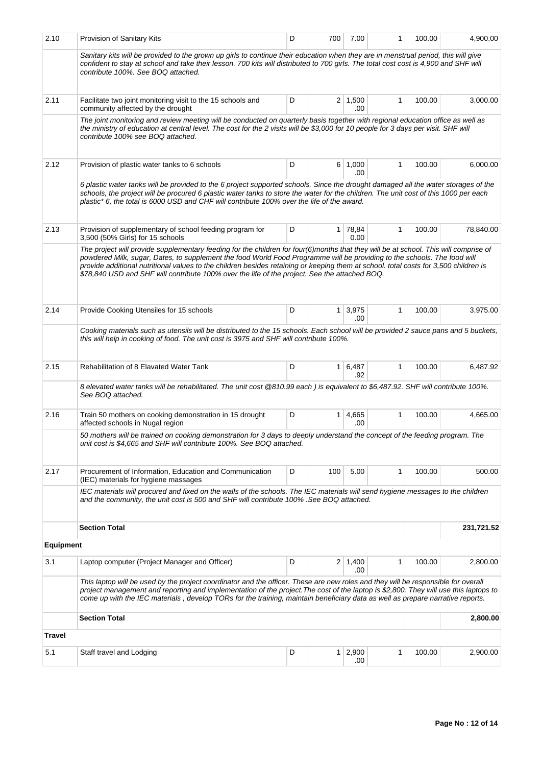| 2.10 | Provision of Sanitary Kits | D | 700 | 7.00 | 1 | 100.00 | 4,900.00 |
|---|---|---|---|---|---|---|---|
| | *Sanitary kits will be provided to the grown up girls to continue their education when they are in menstrual period, this will give confident to stay at school and take their lesson. 700 kits will distributed to 700 girls. The total cost cost is 4,900 and SHF will contribute 100%. See BOQ attached.* | | | | | | |
| 2.11 | Facilitate two joint monitoring visit to the 15 schools and community affected by the drought | D | 2 | 1,500.00 | 1 | 100.00 | 3,000.00 |
| | *The joint monitoring and review meeting will be conducted on quarterly basis together with regional education office as well as the ministry of education at central level. The cost for the 2 visits will be $3,000 for 10 people for 3 days per visit. SHF will contribute 100% see BOQ attached.* | | | | | | |
| 2.12 | Provision of plastic water tanks to 6 schools | D | 6 | 1,000.00 | 1 | 100.00 | 6,000.00 |
| | *6 plastic water tanks will be provided to the 6 project supported schools. Since the drought damaged all the water storages of the schools, the project will be procured 6 plastic water tanks to store the water for the children. The unit cost of this 1000 per each plastic* 6, the total is 6000 USD and CHF will contribute 100% over the life of the award.* | | | | | | |
| 2.13 | Provision of supplementary of school feeding program for 3,500 (50% Girls) for 15 schools | D | 1 | 78,840.00 | 1 | 100.00 | 78,840.00 |
| | *The project will provide supplementary feeding for the children for four(6)months that they will be at school. This will comprise of powdered Milk, sugar, Dates, to supplement the food World Food Programme will be providing to the schools. The food will provide additional nutritional values to the children besides retaining or keeping them at school. total costs for 3,500 children is $78,840 USD and SHF will contribute 100% over the life of the project. See the attached BOQ.* | | | | | | |
| 2.14 | Provide Cooking Utensiles for 15 schools | D | 1 | 3,975.00 | 1 | 100.00 | 3,975.00 |
| | *Cooking materials such as utensils will be distributed to the 15 schools. Each school will be provided 2 sauce pans and 5 buckets, this will help in cooking of food. The unit cost is 3975 and SHF will contribute 100%.* | | | | | | |
| 2.15 | Rehabilitation of 8 Elavated Water Tank | D | 1 | 6,487.92 | 1 | 100.00 | 6,487.92 |
| | *8 elevated water tanks will be rehabilitated. The unit cost @810.99 each ) is equivalent to $6,487.92. SHF will contribute 100%. See BOQ attached.* | | | | | | |
| 2.16 | Train 50 mothers on cooking demonstration in 15 drought affected schools in Nugal region | D | 1 | 4,665.00 | 1 | 100.00 | 4,665.00 |
| | *50 mothers will be trained on cooking demonstration for 3 days to deeply understand the concept of the feeding program. The unit cost is $4,665 and SHF will contribute 100%. See BOQ attached.* | | | | | | |
| 2.17 | Procurement of Information, Education and Communication (IEC) materials for hygiene massages | D | 100 | 5.00 | 1 | 100.00 | 500.00 |
| | *IEC materials will procured and fixed on the walls of the schools. The IEC materials will send hygiene messages to the children and the community, the unit cost is 500 and SHF will contribute 100% .See BOQ attached.* | | | | | | |
| | **Section Total** | | | | | | **231,721.52** |
| **Equipment** | | | | | | | |
| 3.1 | Laptop computer (Project Manager and Officer) | D | 2 | 1,400.00 | 1 | 100.00 | 2,800.00 |
| | *This laptop will be used by the project coordinator and the officer. These are new roles and they will be responsible for overall project management and reporting and implementation of the project.The cost of the laptop is $2,800. They will use this laptops to come up with the IEC materials , develop TORs for the training, maintain beneficiary data as well as prepare narrative reports.* | | | | | | |
| | **Section Total** | | | | | | **2,800.00** |
| **Travel** | | | | | | | |
| 5.1 | Staff travel and Lodging | D | 1 | 2,900.00 | 1 | 100.00 | 2,900.00 |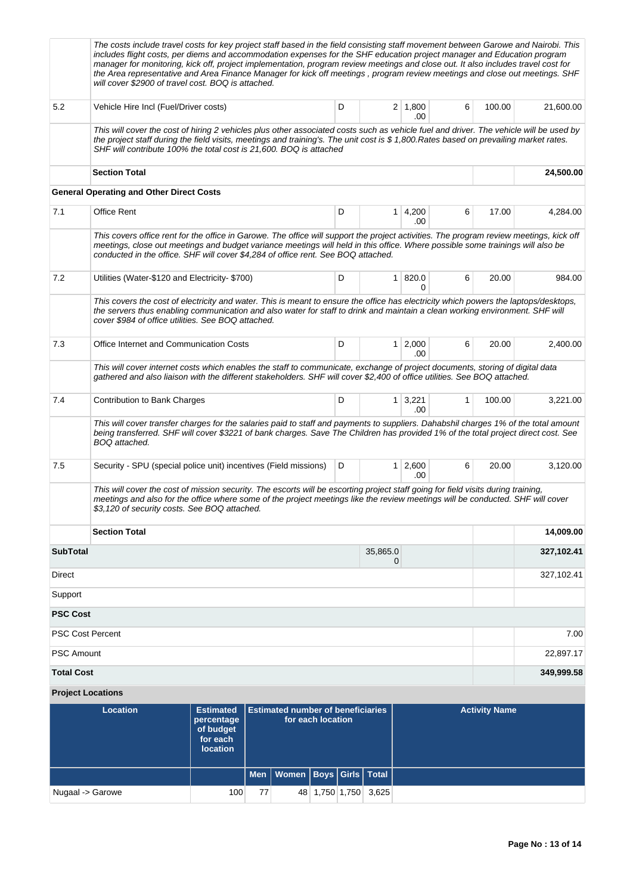| | | | | | | | |
|---|---|---|---|---|---|---|---|
| | *The costs include travel costs for key project staff based in the field consisting staff movement between Garowe and Nairobi. This includes flight costs, per diems and accommodation expenses for the SHF education project manager and Education program manager for monitoring, kick off, project implementation, program review meetings and close out. It also includes travel cost for the Area representative and Area Finance Manager for kick off meetings , program review meetings and close out meetings. SHF will cover $2900 of travel cost. BOQ is attached.* | | | | | | |
| 5.2 | Vehicle Hire Incl (Fuel/Driver costs) | D | 2 | 1,800.00 | 6 | 100.00 | 21,600.00 |
| | *This will cover the cost of hiring 2 vehicles plus other associated costs such as vehicle fuel and driver. The vehicle will be used by the project staff during the field visits, meetings and training's. The unit cost is $ 1,800.Rates based on prevailing market rates. SHF will contribute 100% the total cost is 21,600. BOQ is attached* | | | | | | |
| | **Section Total** | | | | | | **24,500.00** |
| **General Operating and Other Direct Costs** | | | | | | | |
| 7.1 | Office Rent | D | 1 | 4,200.00 | 6 | 17.00 | 4,284.00 |
| | *This covers office rent for the office in Garowe. The office will support the project activities. The program review meetings, kick off meetings, close out meetings and budget variance meetings will held in this office. Where possible some trainings will also be conducted in the office. SHF will cover $4,284 of office rent. See BOQ attached.* | | | | | | |
| 7.2 | Utilities (Water-$120 and Electricity- $700) | D | 1 | 820.00 | 6 | 20.00 | 984.00 |
| | *This covers the cost of electricity and water. This is meant to ensure the office has electricity which powers the laptops/desktops, the servers thus enabling communication and also water for staff to drink and maintain a clean working environment. SHF will cover $984 of office utilities. See BOQ attached.* | | | | | | |
| 7.3 | Office Internet and Communication Costs | D | 1 | 2,000.00 | 6 | 20.00 | 2,400.00 |
| | *This will cover internet costs which enables the staff to communicate, exchange of project documents, storing of digital data gathered and also liaison with the different stakeholders. SHF will cover $2,400 of office utilities. See BOQ attached.* | | | | | | |
| 7.4 | Contribution to Bank Charges | D | 1 | 3,221.00 | 1 | 100.00 | 3,221.00 |
| | *This will cover transfer charges for the salaries paid to staff and payments to suppliers. Dahabshil charges 1% of the total amount being transferred. SHF will cover $3221 of bank charges. Save The Children has provided 1% of the total project direct cost. See BOQ attached.* | | | | | | |
| 7.5 | Security - SPU (special police unit) incentives (Field missions) | D | 1 | 2,600.00 | 6 | 20.00 | 3,120.00 |
| | *This will cover the cost of mission security. The escorts will be escorting project staff going for field visits during training, meetings and also for the office where some of the project meetings like the review meetings will be conducted. SHF will cover $3,120 of security costs. See BOQ attached.* | | | | | | |
| | **Section Total** | | | | | | **14,009.00** |
| **SubTotal** | | | 35,865.00 | | | | **327,102.41** |
| Direct | | | | | | | 327,102.41 |
| Support | | | | | | | |
| **PSC Cost** | | | | | | | |
| PSC Cost Percent | | | | | | | 7.00 |
| PSC Amount | | | | | | | 22,897.17 |
| **Total Cost** | | | | | | | **349,999.58** |

**Project Locations**

| Location | Estimated percentage of budget for each location | Estimated number of beneficiaries for each location | | | | | Activity Name |
|---|---|---|---|---|---|---|---|
| | | Men | Women | Boys | Girls | Total | |
| Nugaal -> Garowe | 100 | 77 | 48 | 1,750 | 1,750 | 3,625 | |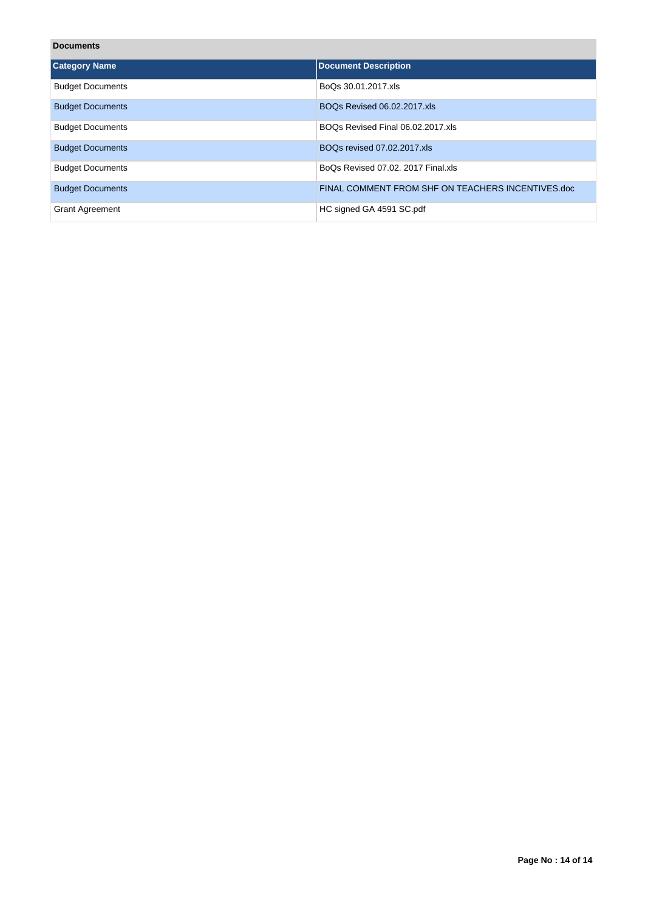**Documents**

| Category Name | Document Description |
|---|---|
| Budget Documents | BoQs 30.01.2017.xls |
| Budget Documents | BOQs Revised 06.02.2017.xls |
| Budget Documents | BOQs Revised Final 06.02.2017.xls |
| Budget Documents | BOQs revised 07.02.2017.xls |
| Budget Documents | BoQs Revised 07.02. 2017 Final.xls |
| Budget Documents | FINAL COMMENT FROM SHF ON TEACHERS INCENTIVES.doc |
| Grant Agreement | HC signed GA 4591 SC.pdf |